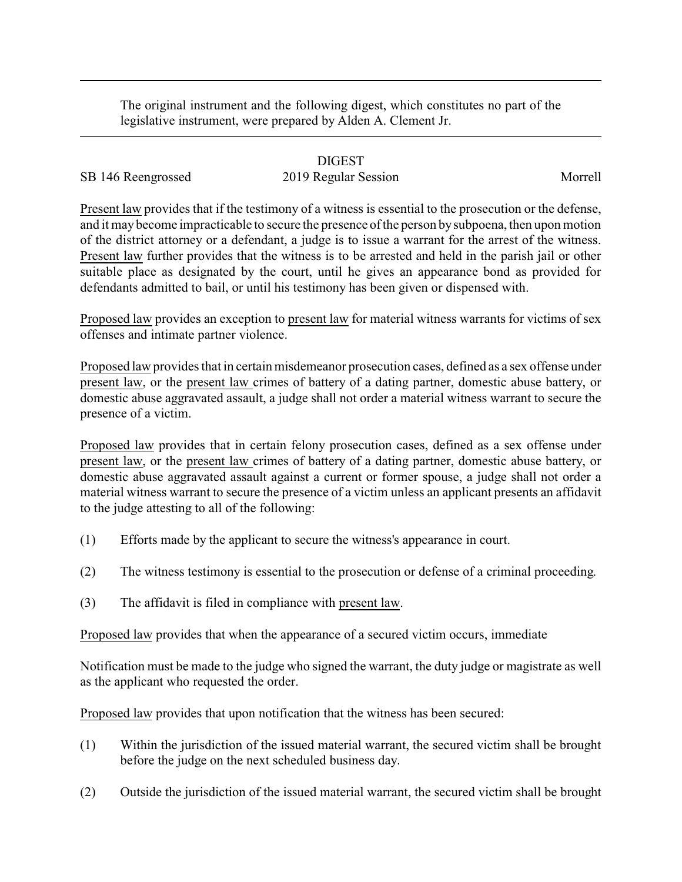The original instrument and the following digest, which constitutes no part of the legislative instrument, were prepared by Alden A. Clement Jr.

# DIGEST

SB 146 Reengrossed — 2019 Regular Session — Morrell

Present law provides that if the testimony of a witness is essential to the prosecution or the defense, and it may become impracticable to secure the presence of the person by subpoena, then upon motion of the district attorney or a defendant, a judge is to issue a warrant for the arrest of the witness. Present law further provides that the witness is to be arrested and held in the parish jail or other suitable place as designated by the court, until he gives an appearance bond as provided for defendants admitted to bail, or until his testimony has been given or dispensed with.

Proposed law provides an exception to present law for material witness warrants for victims of sex offenses and intimate partner violence.

Proposed law provides that in certain misdemeanor prosecution cases, defined as a sex offense under present law, or the present law crimes of battery of a dating partner, domestic abuse battery, or domestic abuse aggravated assault, a judge shall not order a material witness warrant to secure the presence of a victim.

Proposed law provides that in certain felony prosecution cases, defined as a sex offense under present law, or the present law crimes of battery of a dating partner, domestic abuse battery, or domestic abuse aggravated assault against a current or former spouse, a judge shall not order a material witness warrant to secure the presence of a victim unless an applicant presents an affidavit to the judge attesting to all of the following:

(1) Efforts made by the applicant to secure the witness's appearance in court.

(2) The witness testimony is essential to the prosecution or defense of a criminal proceeding.

(3) The affidavit is filed in compliance with present law.

Proposed law provides that when the appearance of a secured victim occurs, immediate

Notification must be made to the judge who signed the warrant, the duty judge or magistrate as well as the applicant who requested the order.

Proposed law provides that upon notification that the witness has been secured:

(1) Within the jurisdiction of the issued material warrant, the secured victim shall be brought before the judge on the next scheduled business day.

(2) Outside the jurisdiction of the issued material warrant, the secured victim shall be brought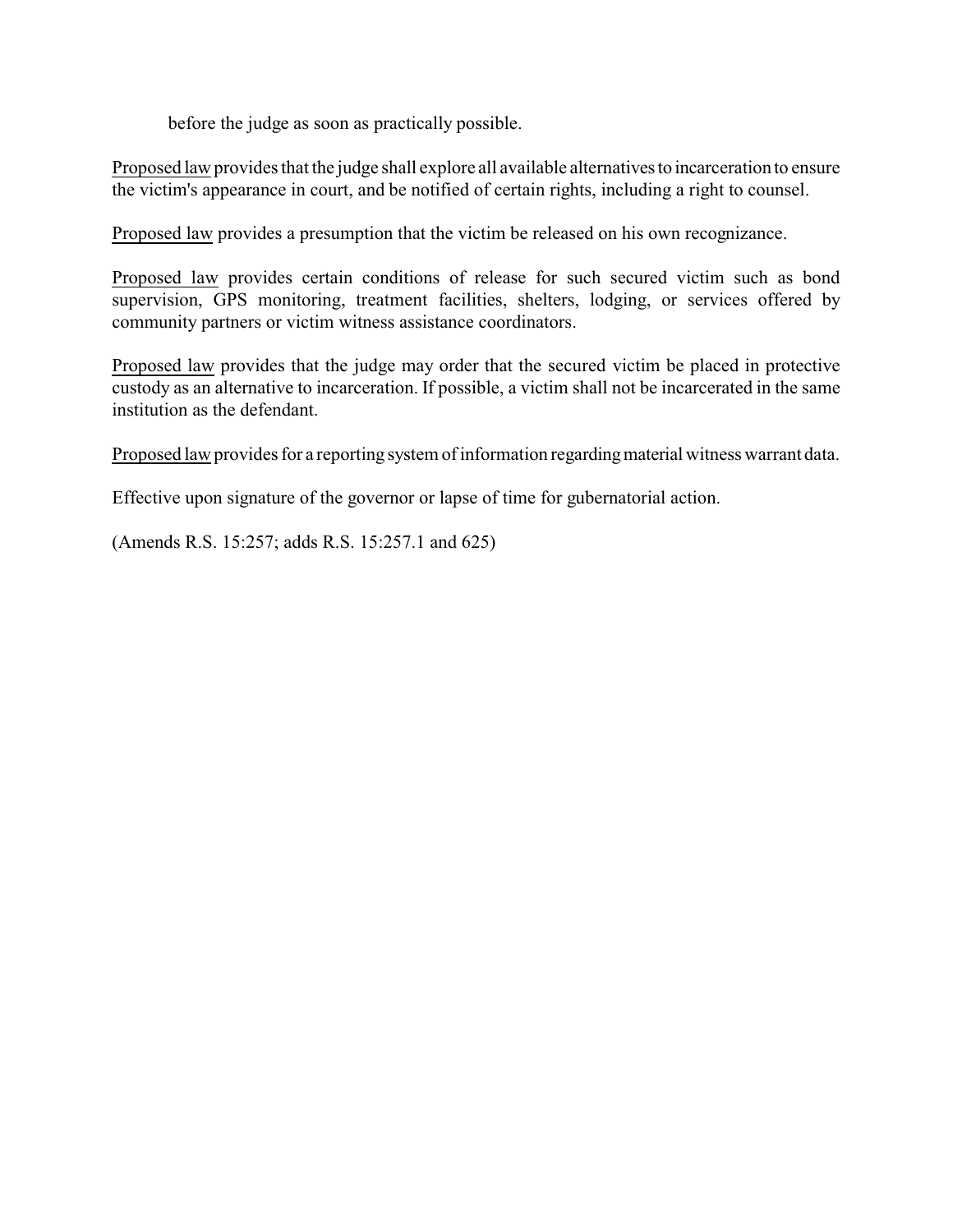before the judge as soon as practically possible.

<u>Proposed law</u> provides that the judge shall explore all available alternatives to incarceration to ensure the victim's appearance in court, and be notified of certain rights, including a right to counsel.

<u>Proposed law</u> provides a presumption that the victim be released on his own recognizance.

<u>Proposed law</u> provides certain conditions of release for such secured victim such as bond supervision, GPS monitoring, treatment facilities, shelters, lodging, or services offered by community partners or victim witness assistance coordinators.

<u>Proposed law</u> provides that the judge may order that the secured victim be placed in protective custody as an alternative to incarceration. If possible, a victim shall not be incarcerated in the same institution as the defendant.

<u>Proposed law</u> provides for a reporting system of information regarding material witness warrant data.

Effective upon signature of the governor or lapse of time for gubernatorial action.

(Amends R.S. 15:257; adds R.S. 15:257.1 and 625)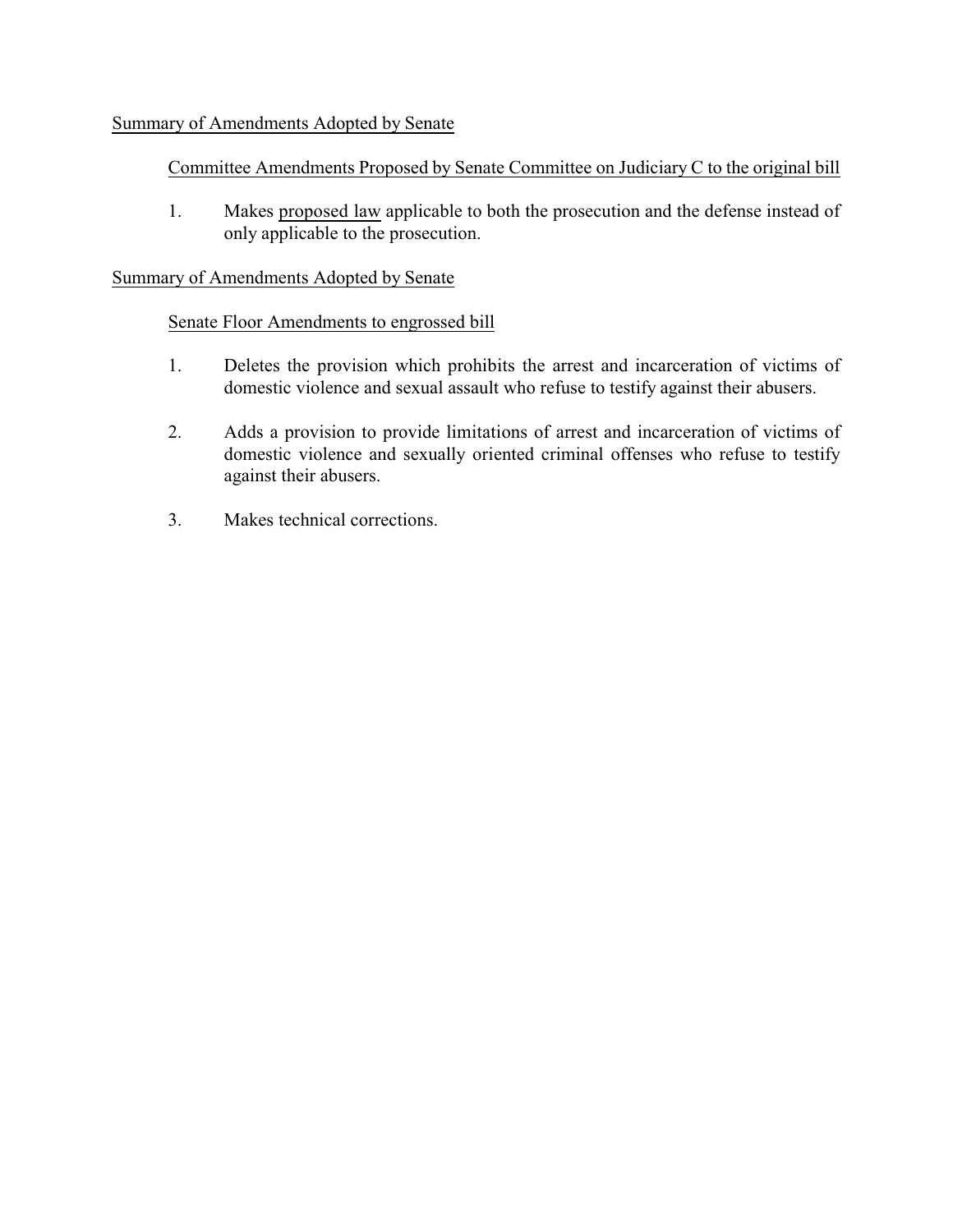Summary of Amendments Adopted by Senate

Committee Amendments Proposed by Senate Committee on Judiciary C to the original bill

1. Makes proposed law applicable to both the prosecution and the defense instead of only applicable to the prosecution.

Summary of Amendments Adopted by Senate

Senate Floor Amendments to engrossed bill

1. Deletes the provision which prohibits the arrest and incarceration of victims of domestic violence and sexual assault who refuse to testify against their abusers.

2. Adds a provision to provide limitations of arrest and incarceration of victims of domestic violence and sexually oriented criminal offenses who refuse to testify against their abusers.

3. Makes technical corrections.